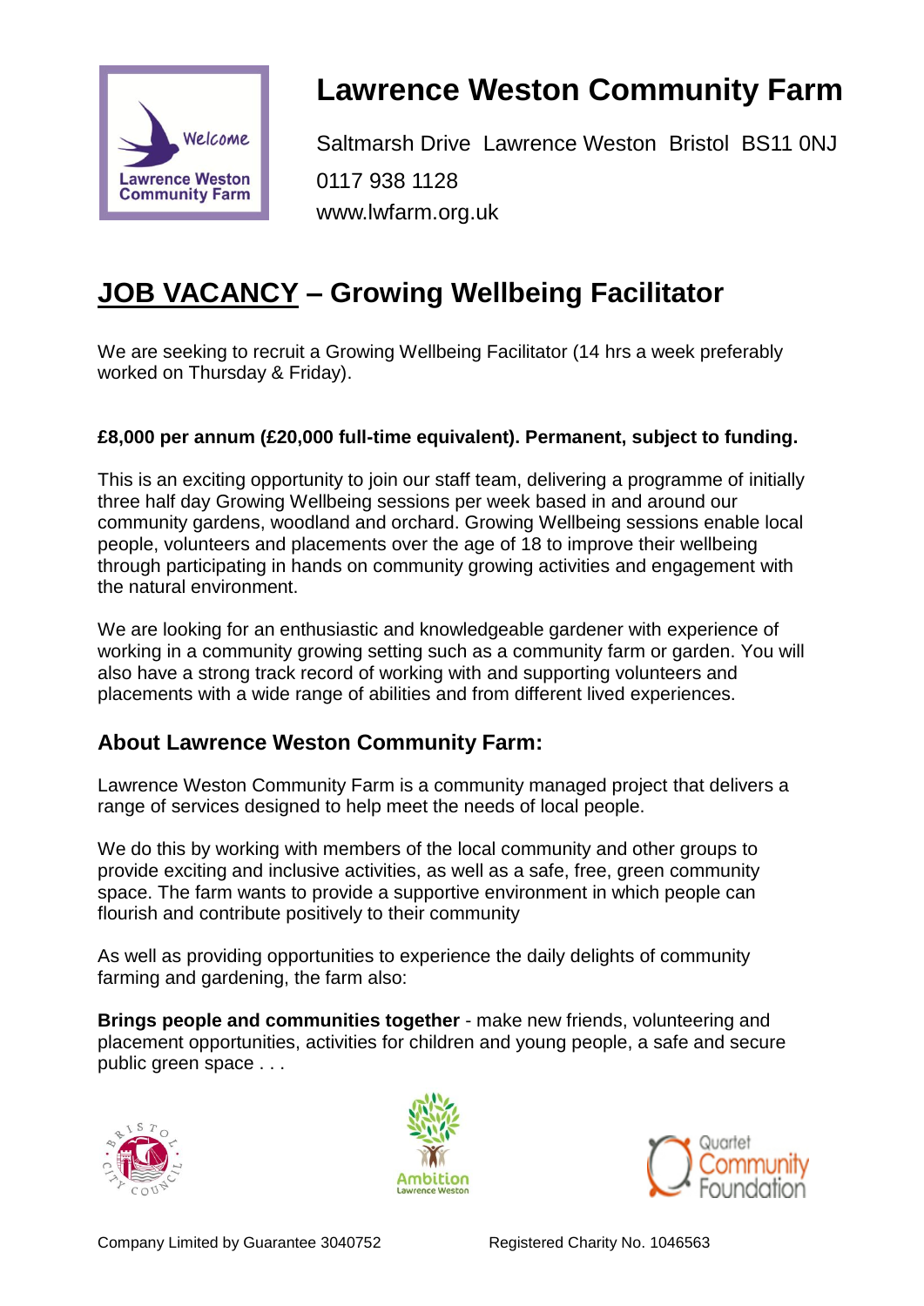# Lawrence Weston Community Farm

Saltmarsh Drive Lawrence Weston Bristol BS11 0NJ
0117 938 1128
www.lwfarm.org.uk

## JOB VACANCY – Growing Wellbeing Facilitator

We are seeking to recruit a Growing Wellbeing Facilitator (14 hrs a week preferably worked on Thursday & Friday).

**£8,000 per annum (£20,000 full-time equivalent). Permanent, subject to funding.**

This is an exciting opportunity to join our staff team, delivering a programme of initially three half day Growing Wellbeing sessions per week based in and around our community gardens, woodland and orchard. Growing Wellbeing sessions enable local people, volunteers and placements over the age of 18 to improve their wellbeing through participating in hands on community growing activities and engagement with the natural environment.

We are looking for an enthusiastic and knowledgeable gardener with experience of working in a community growing setting such as a community farm or garden. You will also have a strong track record of working with and supporting volunteers and placements with a wide range of abilities and from different lived experiences.

### About Lawrence Weston Community Farm:

Lawrence Weston Community Farm is a community managed project that delivers a range of services designed to help meet the needs of local people.

We do this by working with members of the local community and other groups to provide exciting and inclusive activities, as well as a safe, free, green community space. The farm wants to provide a supportive environment in which people can flourish and contribute positively to their community

As well as providing opportunities to experience the daily delights of community farming and gardening, the farm also:

**Brings people and communities together** - make new friends, volunteering and placement opportunities, activities for children and young people, a safe and secure public green space . . .

Company Limited by Guarantee 3040752 Registered Charity No. 1046563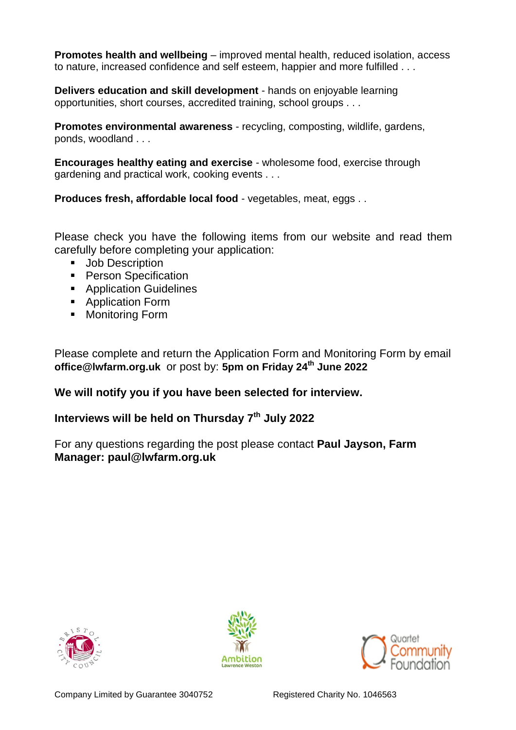**Promotes health and wellbeing** – improved mental health, reduced isolation, access to nature, increased confidence and self esteem, happier and more fulfilled . . .

**Delivers education and skill development** - hands on enjoyable learning opportunities, short courses, accredited training, school groups . . .

**Promotes environmental awareness** - recycling, composting, wildlife, gardens, ponds, woodland . . .

**Encourages healthy eating and exercise** - wholesome food, exercise through gardening and practical work, cooking events . . .

**Produces fresh, affordable local food** - vegetables, meat, eggs . .

Please check you have the following items from our website and read them carefully before completing your application:

- Job Description
- Person Specification
- Application Guidelines
- Application Form
- Monitoring Form

Please complete and return the Application Form and Monitoring Form by email **office@lwfarm.org.uk** or post by: **5pm on Friday 24th June 2022**

**We will notify you if you have been selected for interview.**

**Interviews will be held on Thursday 7th July 2022**

For any questions regarding the post please contact **Paul Jayson, Farm Manager: paul@lwfarm.org.uk**

Company Limited by Guarantee 3040752 Registered Charity No. 1046563